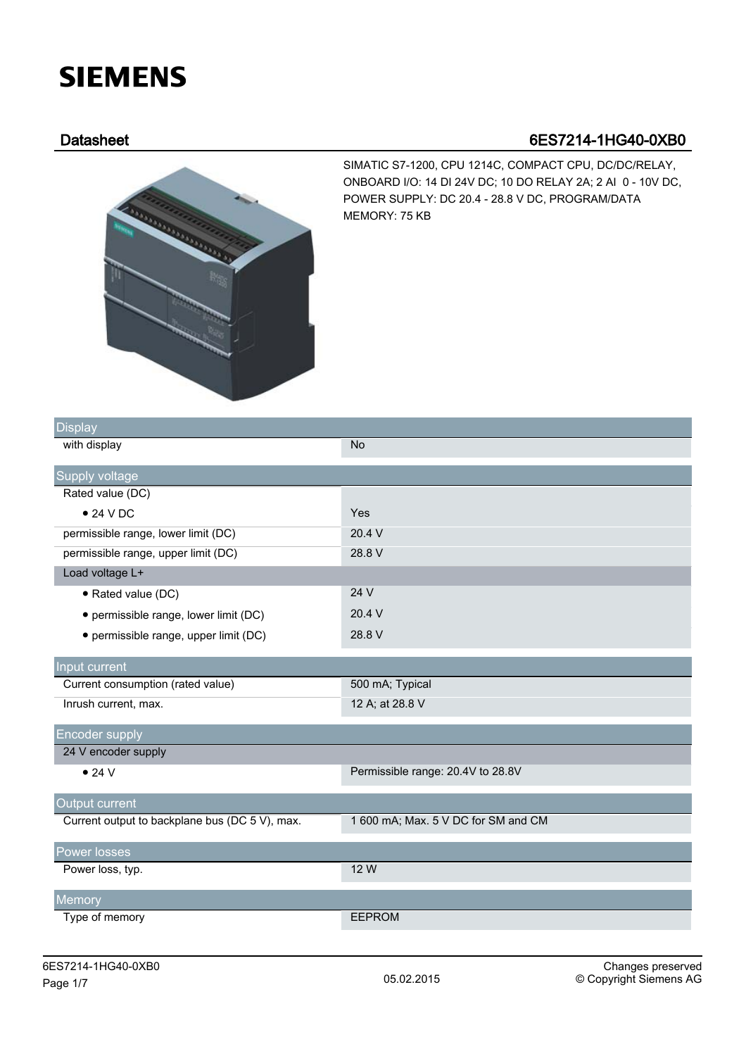SIEMENS

## Datasheet 6ES7214-1HG40-0XB0

SIMATIC S7-1200, CPU 1214C, COMPACT CPU, DC/DC/RELAY, ONBOARD I/O: 14 DI 24V DC; 10 DO RELAY 2A; 2 AI 0 - 10V DC, POWER SUPPLY: DC 20.4 - 28.8 V DC, PROGRAM/DATA MEMORY: 75 KB

| Display | |
|---|---|
| with display | No |
| **Supply voltage** | |
| Rated value (DC) | |
| • 24 V DC | Yes |
| permissible range, lower limit (DC) | 20.4 V |
| permissible range, upper limit (DC) | 28.8 V |
| Load voltage L+ | |
| • Rated value (DC) | 24 V |
| • permissible range, lower limit (DC) | 20.4 V |
| • permissible range, upper limit (DC) | 28.8 V |
| **Input current** | |
| Current consumption (rated value) | 500 mA; Typical |
| Inrush current, max. | 12 A; at 28.8 V |
| **Encoder supply** | |
| 24 V encoder supply | |
| • 24 V | Permissible range: 20.4V to 28.8V |
| **Output current** | |
| Current output to backplane bus (DC 5 V), max. | 1 600 mA; Max. 5 V DC for SM and CM |
| **Power losses** | |
| Power loss, typ. | 12 W |
| **Memory** | |
| Type of memory | EEPROM |

05.02.2015

Changes preserved
© Copyright Siemens AG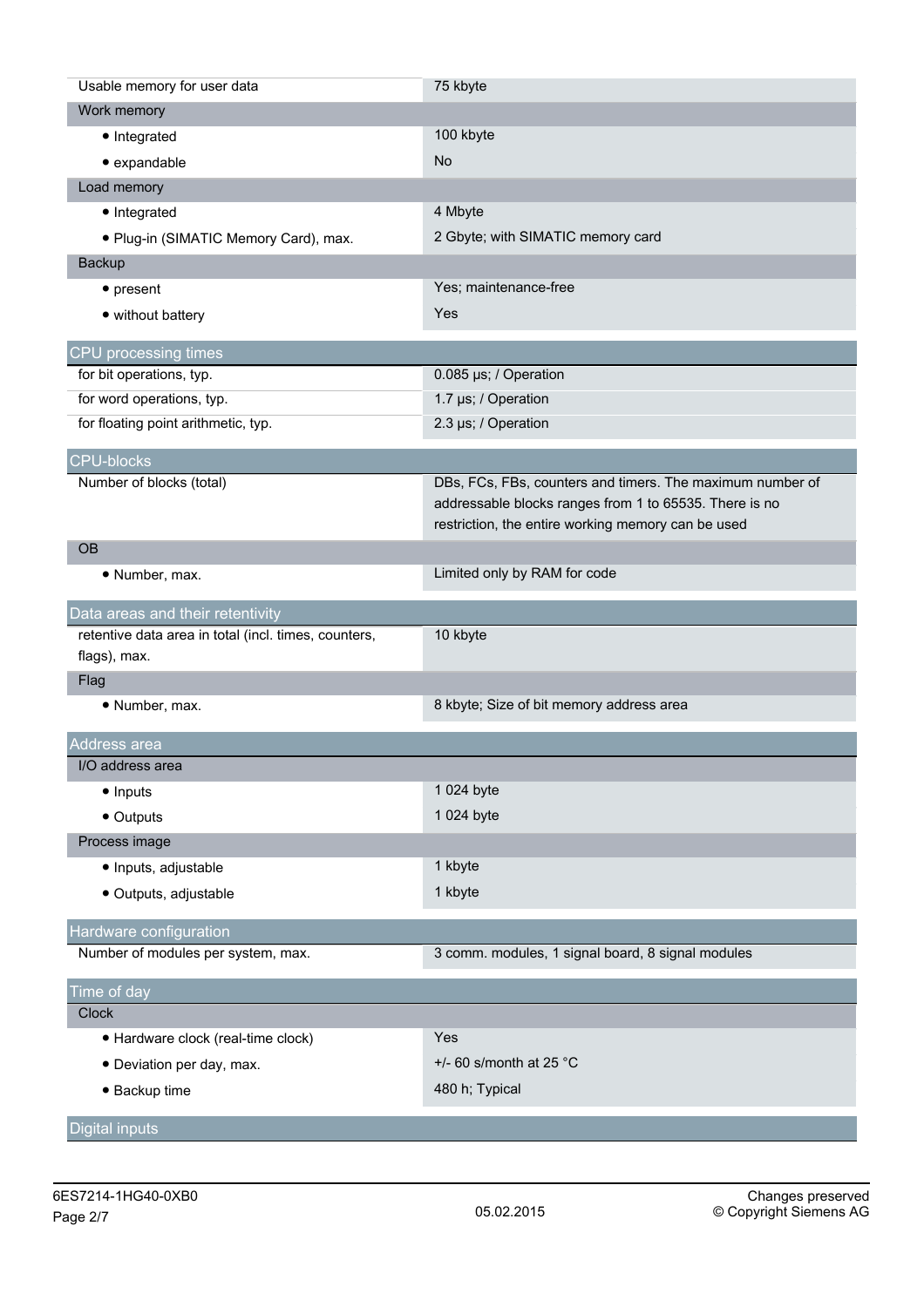| | |
|---|---|
| Usable memory for user data | 75 kbyte |
| **Work memory** | |
| • Integrated | 100 kbyte |
| • expandable | No |
| **Load memory** | |
| • Integrated | 4 Mbyte |
| • Plug-in (SIMATIC Memory Card), max. | 2 Gbyte; with SIMATIC memory card |
| **Backup** | |
| • present | Yes; maintenance-free |
| • without battery | Yes |

## CPU processing times

| | |
|---|---|
| for bit operations, typ. | 0.085 µs; / Operation |
| for word operations, typ. | 1.7 µs; / Operation |
| for floating point arithmetic, typ. | 2.3 µs; / Operation |

## CPU-blocks

| | |
|---|---|
| Number of blocks (total) | DBs, FCs, FBs, counters and timers. The maximum number of addressable blocks ranges from 1 to 65535. There is no restriction, the entire working memory can be used |
| **OB** | |
| • Number, max. | Limited only by RAM for code |

## Data areas and their retentivity

| | |
|---|---|
| retentive data area in total (incl. times, counters, flags), max. | 10 kbyte |
| **Flag** | |
| • Number, max. | 8 kbyte; Size of bit memory address area |

## Address area

| | |
|---|---|
| **I/O address area** | |
| • Inputs | 1 024 byte |
| • Outputs | 1 024 byte |
| **Process image** | |
| • Inputs, adjustable | 1 kbyte |
| • Outputs, adjustable | 1 kbyte |

## Hardware configuration

| | |
|---|---|
| Number of modules per system, max. | 3 comm. modules, 1 signal board, 8 signal modules |

## Time of day

| | |
|---|---|
| **Clock** | |
| • Hardware clock (real-time clock) | Yes |
| • Deviation per day, max. | +/- 60 s/month at 25 °C |
| • Backup time | 480 h; Typical |

## Digital inputs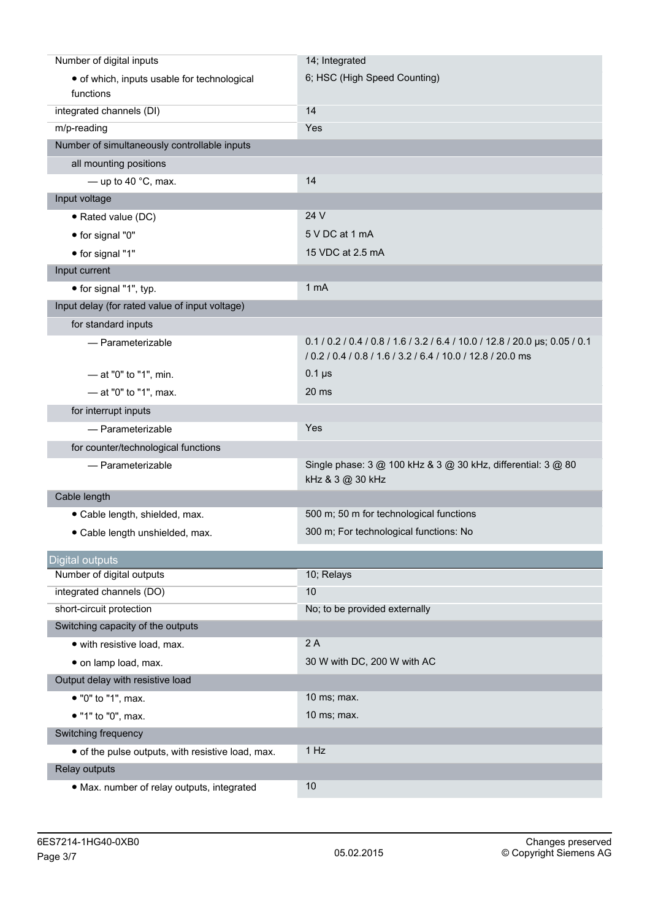| | |
|---|---|
| Number of digital inputs | 14; Integrated |
| • of which, inputs usable for technological functions | 6; HSC (High Speed Counting) |
| integrated channels (DI) | 14 |
| m/p-reading | Yes |
| Number of simultaneously controllable inputs | |
| all mounting positions | |
| — up to 40 °C, max. | 14 |
| Input voltage | |
| • Rated value (DC) | 24 V |
| • for signal "0" | 5 V DC at 1 mA |
| • for signal "1" | 15 VDC at 2.5 mA |
| Input current | |
| • for signal "1", typ. | 1 mA |
| Input delay (for rated value of input voltage) | |
| for standard inputs | |
| — Parameterizable | 0.1 / 0.2 / 0.4 / 0.8 / 1.6 / 3.2 / 6.4 / 10.0 / 12.8 / 20.0 µs; 0.05 / 0.1 / 0.2 / 0.4 / 0.8 / 1.6 / 3.2 / 6.4 / 10.0 / 12.8 / 20.0 ms |
| — at "0" to "1", min. | 0.1 µs |
| — at "0" to "1", max. | 20 ms |
| for interrupt inputs | |
| — Parameterizable | Yes |
| for counter/technological functions | |
| — Parameterizable | Single phase: 3 @ 100 kHz & 3 @ 30 kHz, differential: 3 @ 80 kHz & 3 @ 30 kHz |
| Cable length | |
| • Cable length, shielded, max. | 500 m; 50 m for technological functions |
| • Cable length unshielded, max. | 300 m; For technological functions: No |

## Digital outputs

| | |
|---|---|
| Number of digital outputs | 10; Relays |
| integrated channels (DO) | 10 |
| short-circuit protection | No; to be provided externally |
| Switching capacity of the outputs | |
| • with resistive load, max. | 2 A |
| • on lamp load, max. | 30 W with DC, 200 W with AC |
| Output delay with resistive load | |
| • "0" to "1", max. | 10 ms; max. |
| • "1" to "0", max. | 10 ms; max. |
| Switching frequency | |
| • of the pulse outputs, with resistive load, max. | 1 Hz |
| Relay outputs | |
| • Max. number of relay outputs, integrated | 10 |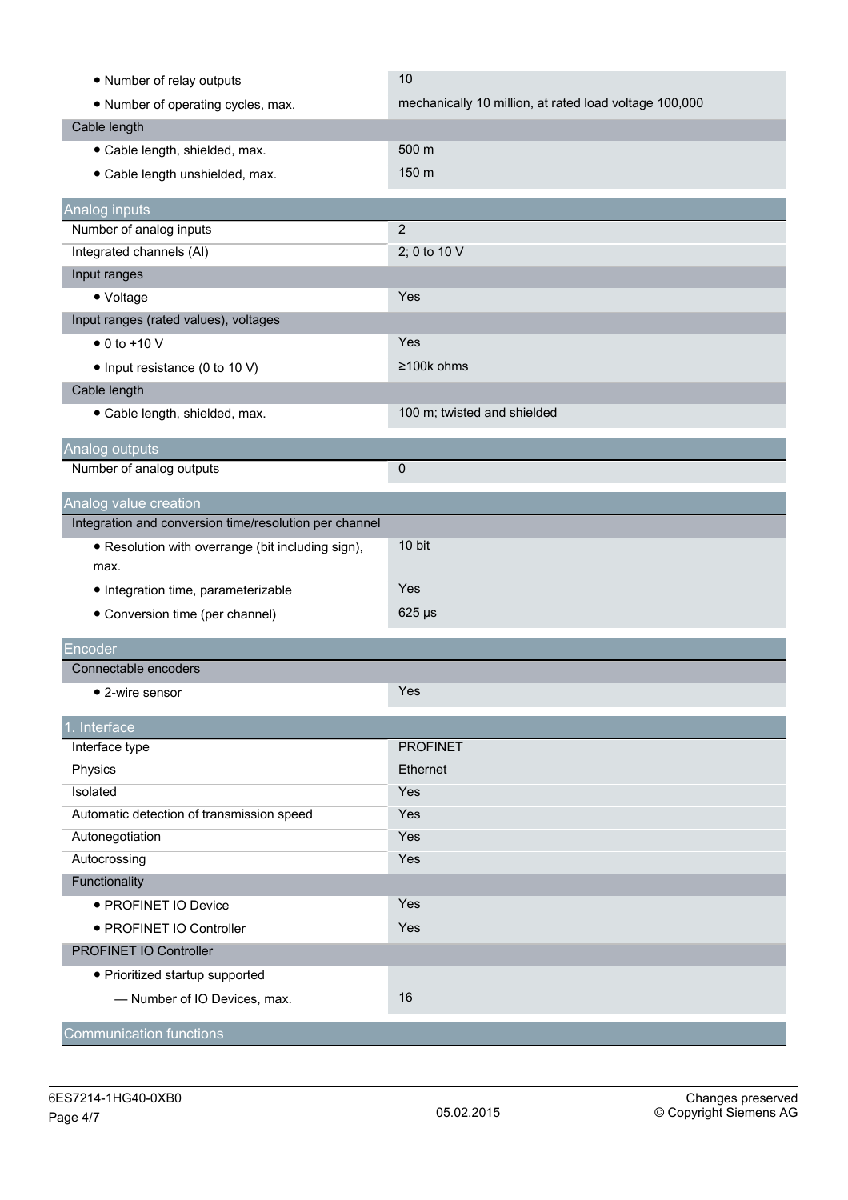| | |
|---|---|
| • Number of relay outputs | 10 |
| • Number of operating cycles, max. | mechanically 10 million, at rated load voltage 100,000 |
| Cable length | |
| • Cable length, shielded, max. | 500 m |
| • Cable length unshielded, max. | 150 m |

## Analog inputs

| | |
|---|---|
| Number of analog inputs | 2 |
| Integrated channels (AI) | 2; 0 to 10 V |
| Input ranges | |
| • Voltage | Yes |
| Input ranges (rated values), voltages | |
| • 0 to +10 V | Yes |
| • Input resistance (0 to 10 V) | ≥100k ohms |
| Cable length | |
| • Cable length, shielded, max. | 100 m; twisted and shielded |

## Analog outputs

| | |
|---|---|
| Number of analog outputs | 0 |

## Analog value creation

| | |
|---|---|
| Integration and conversion time/resolution per channel | |
| • Resolution with overrange (bit including sign), max. | 10 bit |
| • Integration time, parameterizable | Yes |
| • Conversion time (per channel) | 625 µs |

## Encoder

| | |
|---|---|
| Connectable encoders | |
| • 2-wire sensor | Yes |

## 1. Interface

| | |
|---|---|
| Interface type | PROFINET |
| Physics | Ethernet |
| Isolated | Yes |
| Automatic detection of transmission speed | Yes |
| Autonegotiation | Yes |
| Autocrossing | Yes |
| Functionality | |
| • PROFINET IO Device | Yes |
| • PROFINET IO Controller | Yes |
| PROFINET IO Controller | |
| • Prioritized startup supported | |
| — Number of IO Devices, max. | 16 |

## Communication functions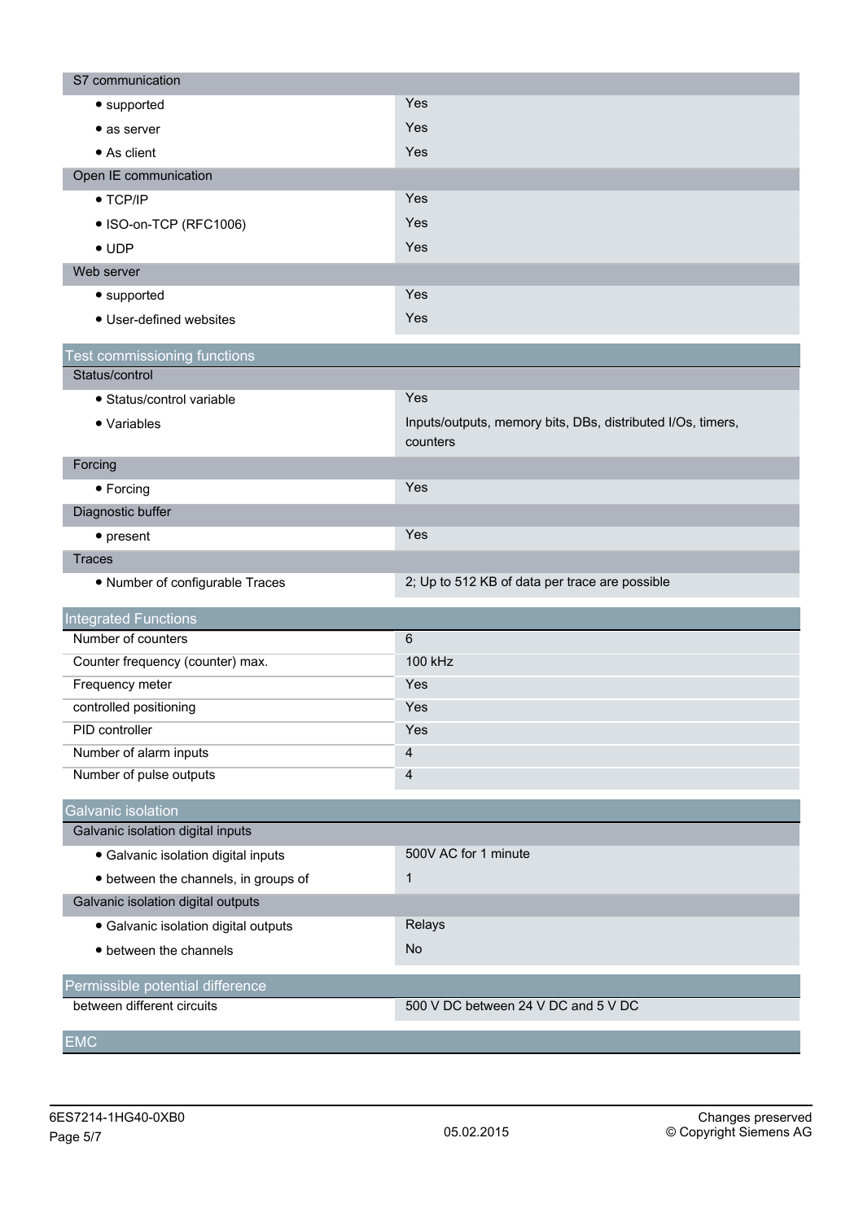| S7 communication | |
|---|---|
| • supported | Yes |
| • as server | Yes |
| • As client | Yes |
| **Open IE communication** | |
| • TCP/IP | Yes |
| • ISO-on-TCP (RFC1006) | Yes |
| • UDP | Yes |
| **Web server** | |
| • supported | Yes |
| • User-defined websites | Yes |

## Test commissioning functions

| Status/control | |
|---|---|
| • Status/control variable | Yes |
| • Variables | Inputs/outputs, memory bits, DBs, distributed I/Os, timers, counters |
| **Forcing** | |
| • Forcing | Yes |
| **Diagnostic buffer** | |
| • present | Yes |
| **Traces** | |
| • Number of configurable Traces | 2; Up to 512 KB of data per trace are possible |

## Integrated Functions

| | |
|---|---|
| Number of counters | 6 |
| Counter frequency (counter) max. | 100 kHz |
| Frequency meter | Yes |
| controlled positioning | Yes |
| PID controller | Yes |
| Number of alarm inputs | 4 |
| Number of pulse outputs | 4 |

## Galvanic isolation

| Galvanic isolation digital inputs | |
|---|---|
| • Galvanic isolation digital inputs | 500V AC for 1 minute |
| • between the channels, in groups of | 1 |
| **Galvanic isolation digital outputs** | |
| • Galvanic isolation digital outputs | Relays |
| • between the channels | No |

## Permissible potential difference

| | |
|---|---|
| between different circuits | 500 V DC between 24 V DC and 5 V DC |

## EMC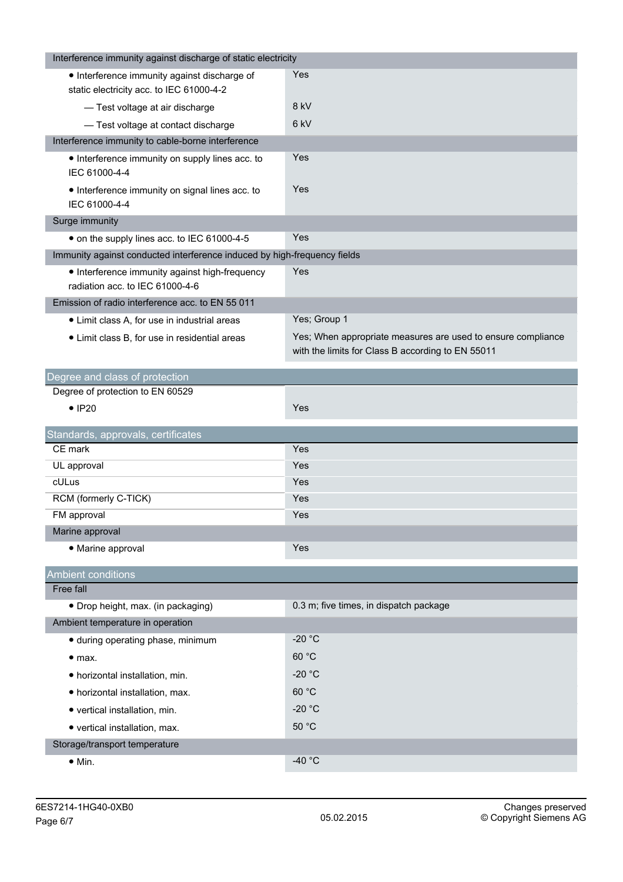| Interference immunity against discharge of static electricity | |
|---|---|
| • Interference immunity against discharge of static electricity acc. to IEC 61000-4-2 | Yes |
| — Test voltage at air discharge | 8 kV |
| — Test voltage at contact discharge | 6 kV |
| **Interference immunity to cable-borne interference** | |
| • Interference immunity on supply lines acc. to IEC 61000-4-4 | Yes |
| • Interference immunity on signal lines acc. to IEC 61000-4-4 | Yes |
| **Surge immunity** | |
| • on the supply lines acc. to IEC 61000-4-5 | Yes |
| **Immunity against conducted interference induced by high-frequency fields** | |
| • Interference immunity against high-frequency radiation acc. to IEC 61000-4-6 | Yes |
| **Emission of radio interference acc. to EN 55 011** | |
| • Limit class A, for use in industrial areas | Yes; Group 1 |
| • Limit class B, for use in residential areas | Yes; When appropriate measures are used to ensure compliance with the limits for Class B according to EN 55011 |

## Degree and class of protection

| Degree of protection to EN 60529 | |
|---|---|
| • IP20 | Yes |

## Standards, approvals, certificates

| | |
|---|---|
| CE mark | Yes |
| UL approval | Yes |
| cULus | Yes |
| RCM (formerly C-TICK) | Yes |
| FM approval | Yes |
| **Marine approval** | |
| • Marine approval | Yes |

## Ambient conditions

| Free fall | |
|---|---|
| • Drop height, max. (in packaging) | 0.3 m; five times, in dispatch package |
| **Ambient temperature in operation** | |
| • during operating phase, minimum | -20 °C |
| • max. | 60 °C |
| • horizontal installation, min. | -20 °C |
| • horizontal installation, max. | 60 °C |
| • vertical installation, min. | -20 °C |
| • vertical installation, max. | 50 °C |
| **Storage/transport temperature** | |
| • Min. | -40 °C |

6ES7214-1HG40-0XB0

05.02.2015

Changes preserved
© Copyright Siemens AG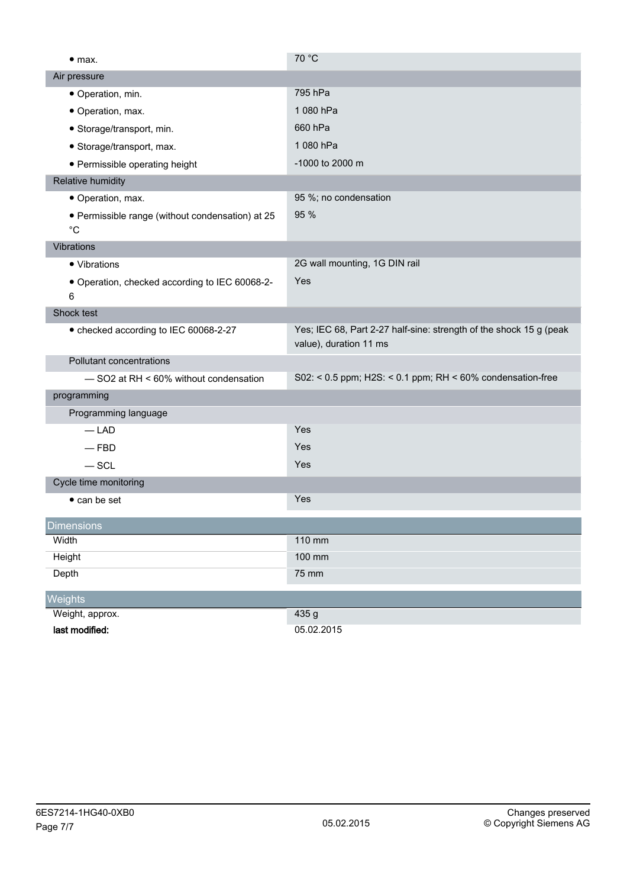| | |
|---|---|
| • max. | 70 °C |
| Air pressure | |
| • Operation, min. | 795 hPa |
| • Operation, max. | 1 080 hPa |
| • Storage/transport, min. | 660 hPa |
| • Storage/transport, max. | 1 080 hPa |
| • Permissible operating height | -1000 to 2000 m |
| Relative humidity | |
| • Operation, max. | 95 %; no condensation |
| • Permissible range (without condensation) at 25 °C | 95 % |
| Vibrations | |
| • Vibrations | 2G wall mounting, 1G DIN rail |
| • Operation, checked according to IEC 60068-2-6 | Yes |
| Shock test | |
| • checked according to IEC 60068-2-27 | Yes; IEC 68, Part 2-27 half-sine: strength of the shock 15 g (peak value), duration 11 ms |
| Pollutant concentrations | |
| — SO2 at RH < 60% without condensation | S02: < 0.5 ppm; H2S: < 0.1 ppm; RH < 60% condensation-free |
| programming | |
| Programming language | |
| — LAD | Yes |
| — FBD | Yes |
| — SCL | Yes |
| Cycle time monitoring | |
| • can be set | Yes |

## Dimensions

| | |
|---|---|
| Width | 110 mm |
| Height | 100 mm |
| Depth | 75 mm |

## Weights

| | |
|---|---|
| Weight, approx. | 435 g |
| **last modified:** | 05.02.2015 |